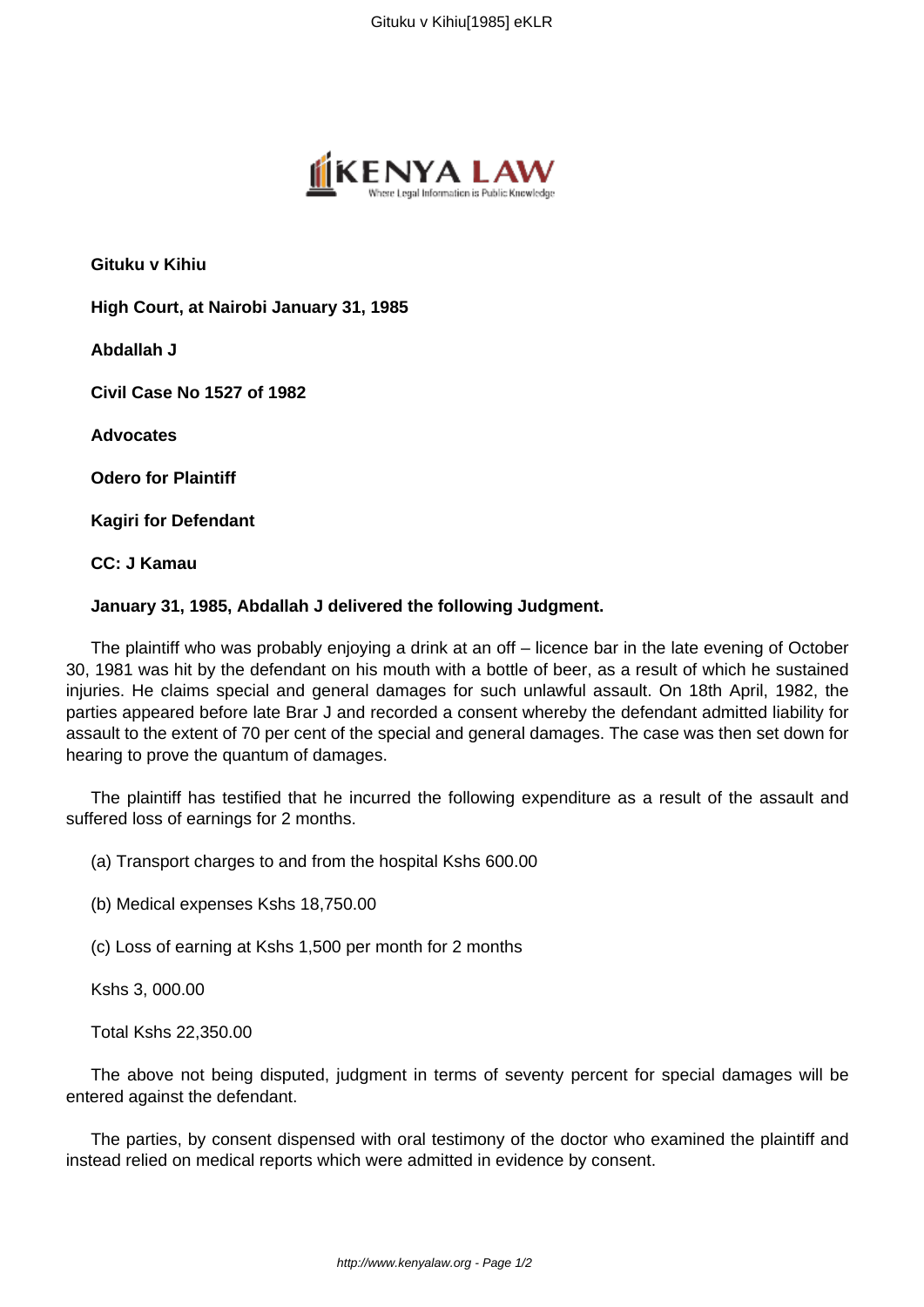**Gituku v Kihiu**

**High Court, at Nairobi January 31, 1985**

**Abdallah J**

**Civil Case No 1527 of 1982**

**Advocates**

**Odero for Plaintiff**

**Kagiri for Defendant**

**CC: J Kamau**

**January 31, 1985, Abdallah J delivered the following Judgment.**

The plaintiff who was probably enjoying a drink at an off – licence bar in the late evening of October 30, 1981 was hit by the defendant on his mouth with a bottle of beer, as a result of which he sustained injuries. He claims special and general damages for such unlawful assault. On 18th April, 1982, the parties appeared before late Brar J and recorded a consent whereby the defendant admitted liability for assault to the extent of 70 per cent of the special and general damages. The case was then set down for hearing to prove the quantum of damages.

The plaintiff has testified that he incurred the following expenditure as a result of the assault and suffered loss of earnings for 2 months.

(a) Transport charges to and from the hospital Kshs 600.00

(b) Medical expenses Kshs 18,750.00

(c) Loss of earning at Kshs 1,500 per month for 2 months

Kshs 3, 000.00

Total Kshs 22,350.00

The above not being disputed, judgment in terms of seventy percent for special damages will be entered against the defendant.

The parties, by consent dispensed with oral testimony of the doctor who examined the plaintiff and instead relied on medical reports which were admitted in evidence by consent.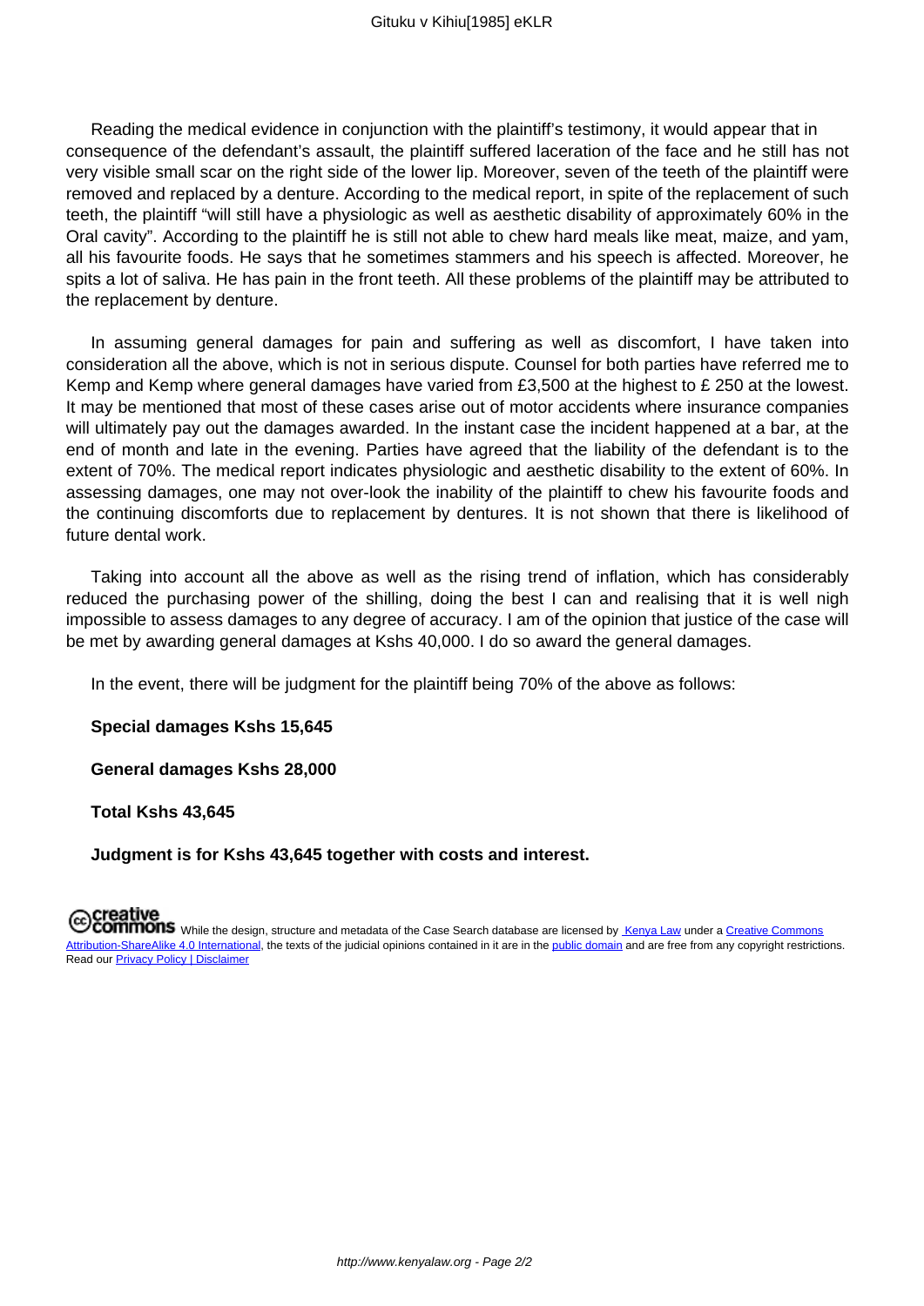Reading the medical evidence in conjunction with the plaintiff's testimony, it would appear that in consequence of the defendant's assault, the plaintiff suffered laceration of the face and he still has not very visible small scar on the right side of the lower lip. Moreover, seven of the teeth of the plaintiff were removed and replaced by a denture. According to the medical report, in spite of the replacement of such teeth, the plaintiff "will still have a physiologic as well as aesthetic disability of approximately 60% in the Oral cavity". According to the plaintiff he is still not able to chew hard meals like meat, maize, and yam, all his favourite foods. He says that he sometimes stammers and his speech is affected. Moreover, he spits a lot of saliva. He has pain in the front teeth. All these problems of the plaintiff may be attributed to the replacement by denture.

In assuming general damages for pain and suffering as well as discomfort, I have taken into consideration all the above, which is not in serious dispute. Counsel for both parties have referred me to Kemp and Kemp where general damages have varied from £3,500 at the highest to £ 250 at the lowest. It may be mentioned that most of these cases arise out of motor accidents where insurance companies will ultimately pay out the damages awarded. In the instant case the incident happened at a bar, at the end of month and late in the evening. Parties have agreed that the liability of the defendant is to the extent of 70%. The medical report indicates physiologic and aesthetic disability to the extent of 60%. In assessing damages, one may not over-look the inability of the plaintiff to chew his favourite foods and the continuing discomforts due to replacement by dentures. It is not shown that there is likelihood of future dental work.

Taking into account all the above as well as the rising trend of inflation, which has considerably reduced the purchasing power of the shilling, doing the best I can and realising that it is well nigh impossible to assess damages to any degree of accuracy. I am of the opinion that justice of the case will be met by awarding general damages at Kshs 40,000. I do so award the general damages.

In the event, there will be judgment for the plaintiff being 70% of the above as follows:

**Special damages Kshs 15,645**

**General damages Kshs 28,000**

**Total Kshs 43,645**

**Judgment is for Kshs 43,645 together with costs and interest.**

While the design, structure and metadata of the Case Search database are licensed by Kenya Law under a Creative Commons Attribution-ShareAlike 4.0 International, the texts of the judicial opinions contained in it are in the public domain and are free from any copyright restrictions. Read our Privacy Policy | Disclaimer